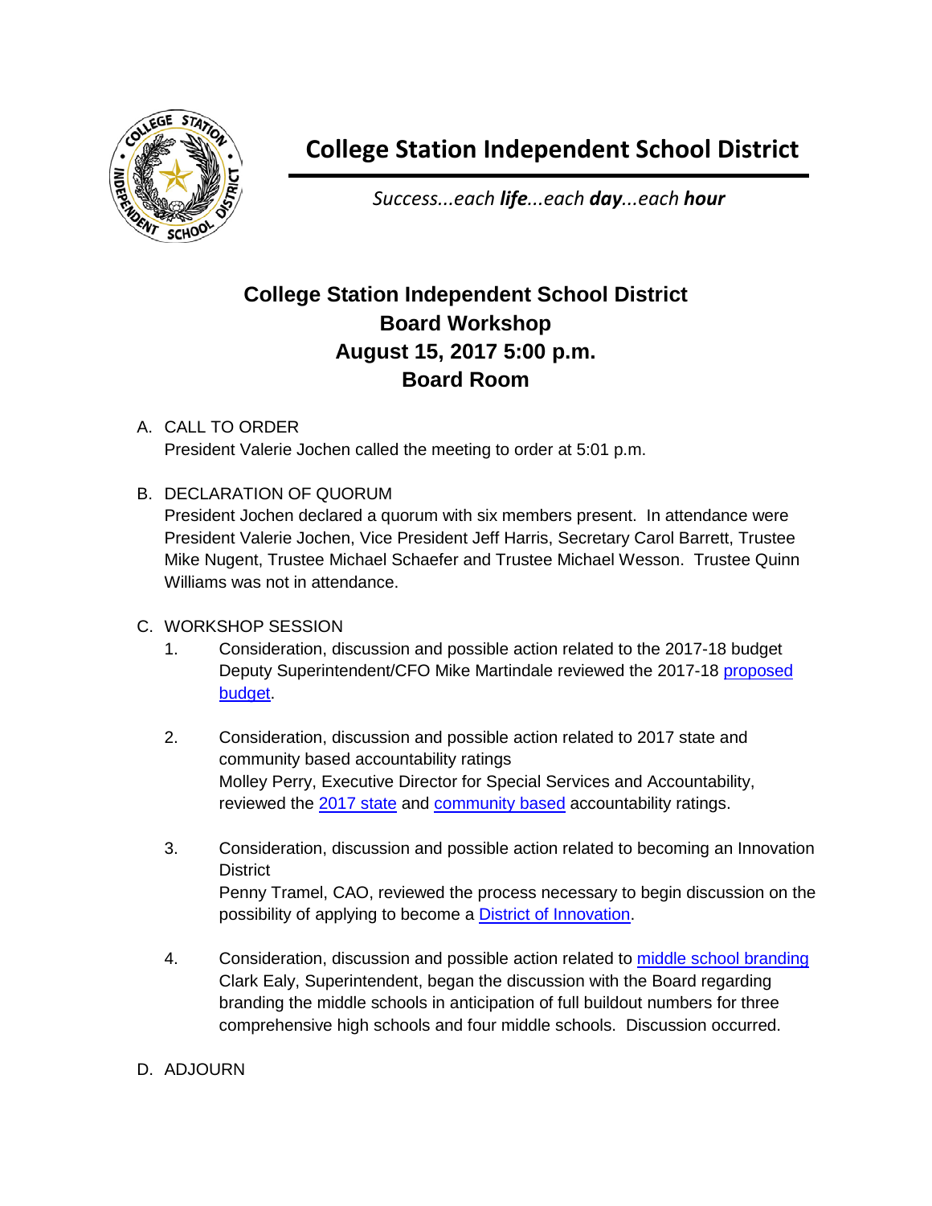# College Station Independent School District

*Success...each **life**...each **day**...each **hour***

## College Station Independent School District
## Board Workshop
## August 15, 2017 5:00 p.m.
## Board Room

A. CALL TO ORDER
President Valerie Jochen called the meeting to order at 5:01 p.m.

B. DECLARATION OF QUORUM
President Jochen declared a quorum with six members present. In attendance were President Valerie Jochen, Vice President Jeff Harris, Secretary Carol Barrett, Trustee Mike Nugent, Trustee Michael Schaefer and Trustee Michael Wesson. Trustee Quinn Williams was not in attendance.

C. WORKSHOP SESSION

1. Consideration, discussion and possible action related to the 2017-18 budget
Deputy Superintendent/CFO Mike Martindale reviewed the 2017-18 proposed budget.

2. Consideration, discussion and possible action related to 2017 state and community based accountability ratings
Molley Perry, Executive Director for Special Services and Accountability, reviewed the 2017 state and community based accountability ratings.

3. Consideration, discussion and possible action related to becoming an Innovation District
Penny Tramel, CAO, reviewed the process necessary to begin discussion on the possibility of applying to become a District of Innovation.

4. Consideration, discussion and possible action related to middle school branding
Clark Ealy, Superintendent, began the discussion with the Board regarding branding the middle schools in anticipation of full buildout numbers for three comprehensive high schools and four middle schools. Discussion occurred.

D. ADJOURN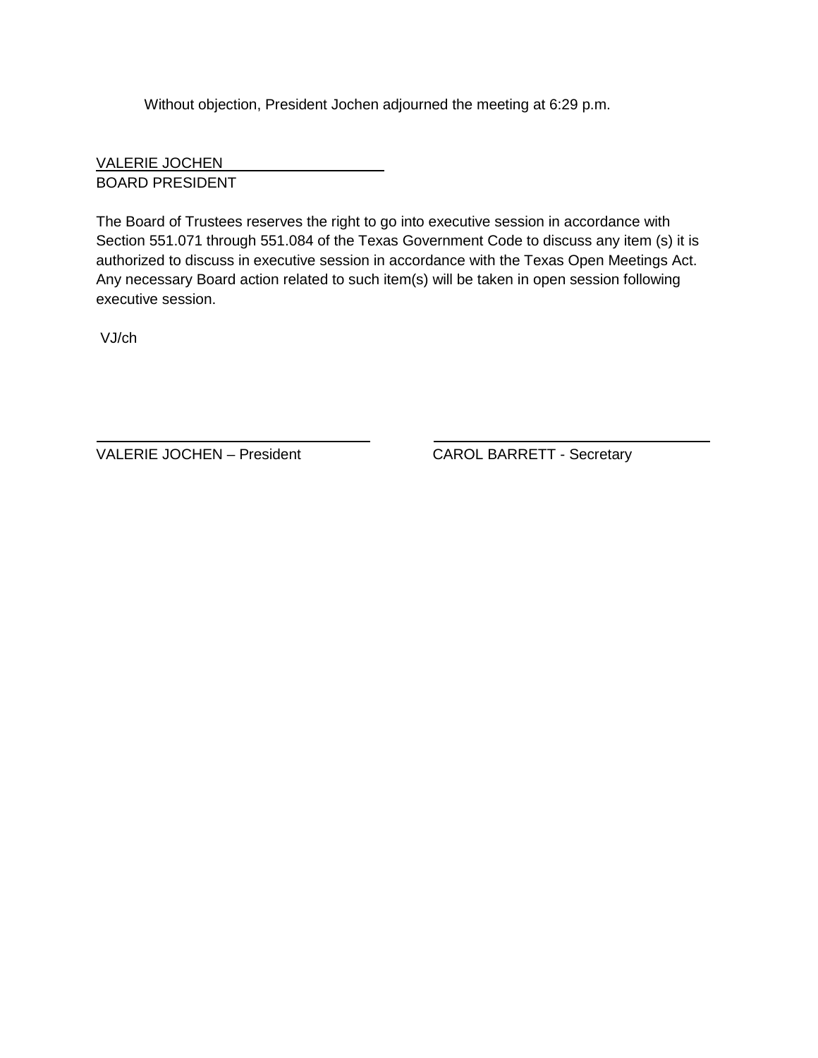Without objection, President Jochen adjourned the meeting at 6:29 p.m.

VALERIE JOCHEN
BOARD PRESIDENT

The Board of Trustees reserves the right to go into executive session in accordance with Section 551.071 through 551.084 of the Texas Government Code to discuss any item (s) it is authorized to discuss in executive session in accordance with the Texas Open Meetings Act. Any necessary Board action related to such item(s) will be taken in open session following executive session.

VJ/ch

| | |
|---|---|
| VALERIE JOCHEN – President | CAROL BARRETT - Secretary |